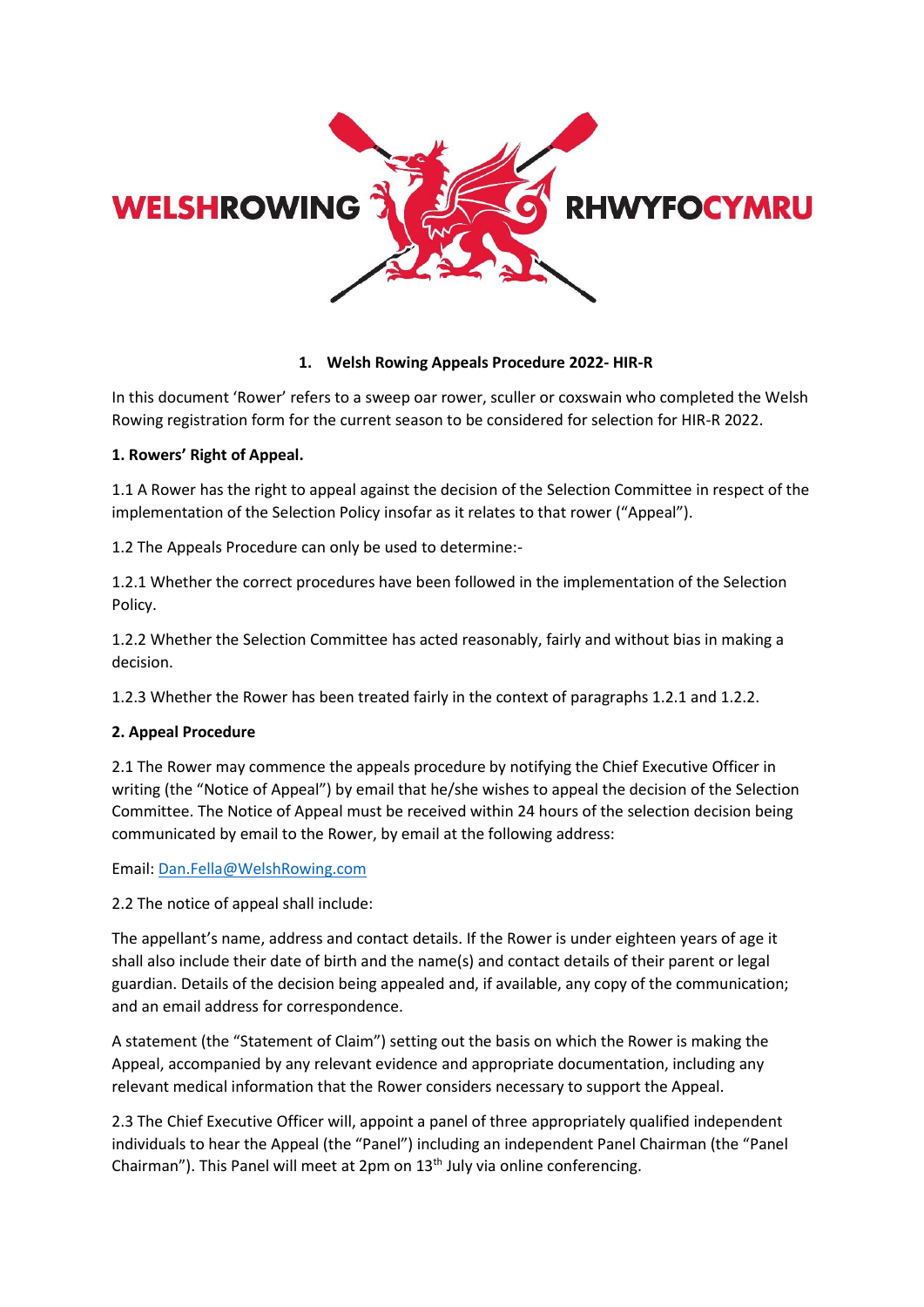WELSHROWING RHWYFOCYMRU

# 1. Welsh Rowing Appeals Procedure 2022- HIR-R

In this document 'Rower' refers to a sweep oar rower, sculler or coxswain who completed the Welsh Rowing registration form for the current season to be considered for selection for HIR-R 2022.

## 1. Rowers' Right of Appeal.

1.1 A Rower has the right to appeal against the decision of the Selection Committee in respect of the implementation of the Selection Policy insofar as it relates to that rower ("Appeal").

1.2 The Appeals Procedure can only be used to determine:-

1.2.1 Whether the correct procedures have been followed in the implementation of the Selection Policy.

1.2.2 Whether the Selection Committee has acted reasonably, fairly and without bias in making a decision.

1.2.3 Whether the Rower has been treated fairly in the context of paragraphs 1.2.1 and 1.2.2.

## 2. Appeal Procedure

2.1 The Rower may commence the appeals procedure by notifying the Chief Executive Officer in writing (the "Notice of Appeal") by email that he/she wishes to appeal the decision of the Selection Committee. The Notice of Appeal must be received within 24 hours of the selection decision being communicated by email to the Rower, by email at the following address:

Email: Dan.Fella@WelshRowing.com

2.2 The notice of appeal shall include:

The appellant's name, address and contact details. If the Rower is under eighteen years of age it shall also include their date of birth and the name(s) and contact details of their parent or legal guardian. Details of the decision being appealed and, if available, any copy of the communication; and an email address for correspondence.

A statement (the "Statement of Claim") setting out the basis on which the Rower is making the Appeal, accompanied by any relevant evidence and appropriate documentation, including any relevant medical information that the Rower considers necessary to support the Appeal.

2.3 The Chief Executive Officer will, appoint a panel of three appropriately qualified independent individuals to hear the Appeal (the "Panel") including an independent Panel Chairman (the "Panel Chairman"). This Panel will meet at 2pm on 13th July via online conferencing.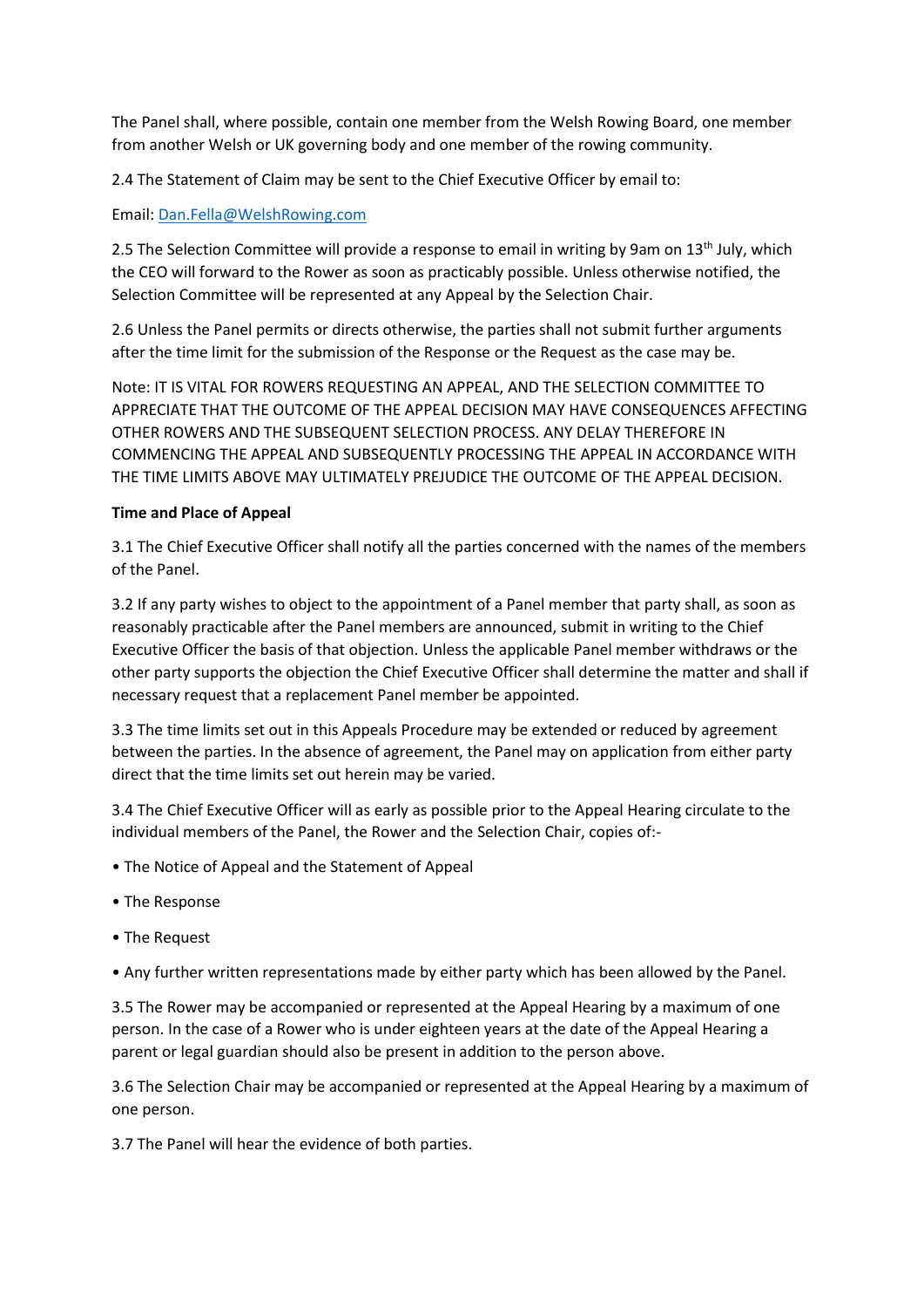The Panel shall, where possible, contain one member from the Welsh Rowing Board, one member from another Welsh or UK governing body and one member of the rowing community.

2.4 The Statement of Claim may be sent to the Chief Executive Officer by email to:

Email: [Dan.Fella@WelshRowing.com](mailto:Dan.Fella@WelshRowing.com)

2.5 The Selection Committee will provide a response to email in writing by 9am on 13th July, which the CEO will forward to the Rower as soon as practicably possible. Unless otherwise notified, the Selection Committee will be represented at any Appeal by the Selection Chair.

2.6 Unless the Panel permits or directs otherwise, the parties shall not submit further arguments after the time limit for the submission of the Response or the Request as the case may be.

Note: IT IS VITAL FOR ROWERS REQUESTING AN APPEAL, AND THE SELECTION COMMITTEE TO APPRECIATE THAT THE OUTCOME OF THE APPEAL DECISION MAY HAVE CONSEQUENCES AFFECTING OTHER ROWERS AND THE SUBSEQUENT SELECTION PROCESS. ANY DELAY THEREFORE IN COMMENCING THE APPEAL AND SUBSEQUENTLY PROCESSING THE APPEAL IN ACCORDANCE WITH THE TIME LIMITS ABOVE MAY ULTIMATELY PREJUDICE THE OUTCOME OF THE APPEAL DECISION.

**Time and Place of Appeal**

3.1 The Chief Executive Officer shall notify all the parties concerned with the names of the members of the Panel.

3.2 If any party wishes to object to the appointment of a Panel member that party shall, as soon as reasonably practicable after the Panel members are announced, submit in writing to the Chief Executive Officer the basis of that objection. Unless the applicable Panel member withdraws or the other party supports the objection the Chief Executive Officer shall determine the matter and shall if necessary request that a replacement Panel member be appointed.

3.3 The time limits set out in this Appeals Procedure may be extended or reduced by agreement between the parties. In the absence of agreement, the Panel may on application from either party direct that the time limits set out herein may be varied.

3.4 The Chief Executive Officer will as early as possible prior to the Appeal Hearing circulate to the individual members of the Panel, the Rower and the Selection Chair, copies of:-

- The Notice of Appeal and the Statement of Appeal
- The Response
- The Request
- Any further written representations made by either party which has been allowed by the Panel.

3.5 The Rower may be accompanied or represented at the Appeal Hearing by a maximum of one person. In the case of a Rower who is under eighteen years at the date of the Appeal Hearing a parent or legal guardian should also be present in addition to the person above.

3.6 The Selection Chair may be accompanied or represented at the Appeal Hearing by a maximum of one person.

3.7 The Panel will hear the evidence of both parties.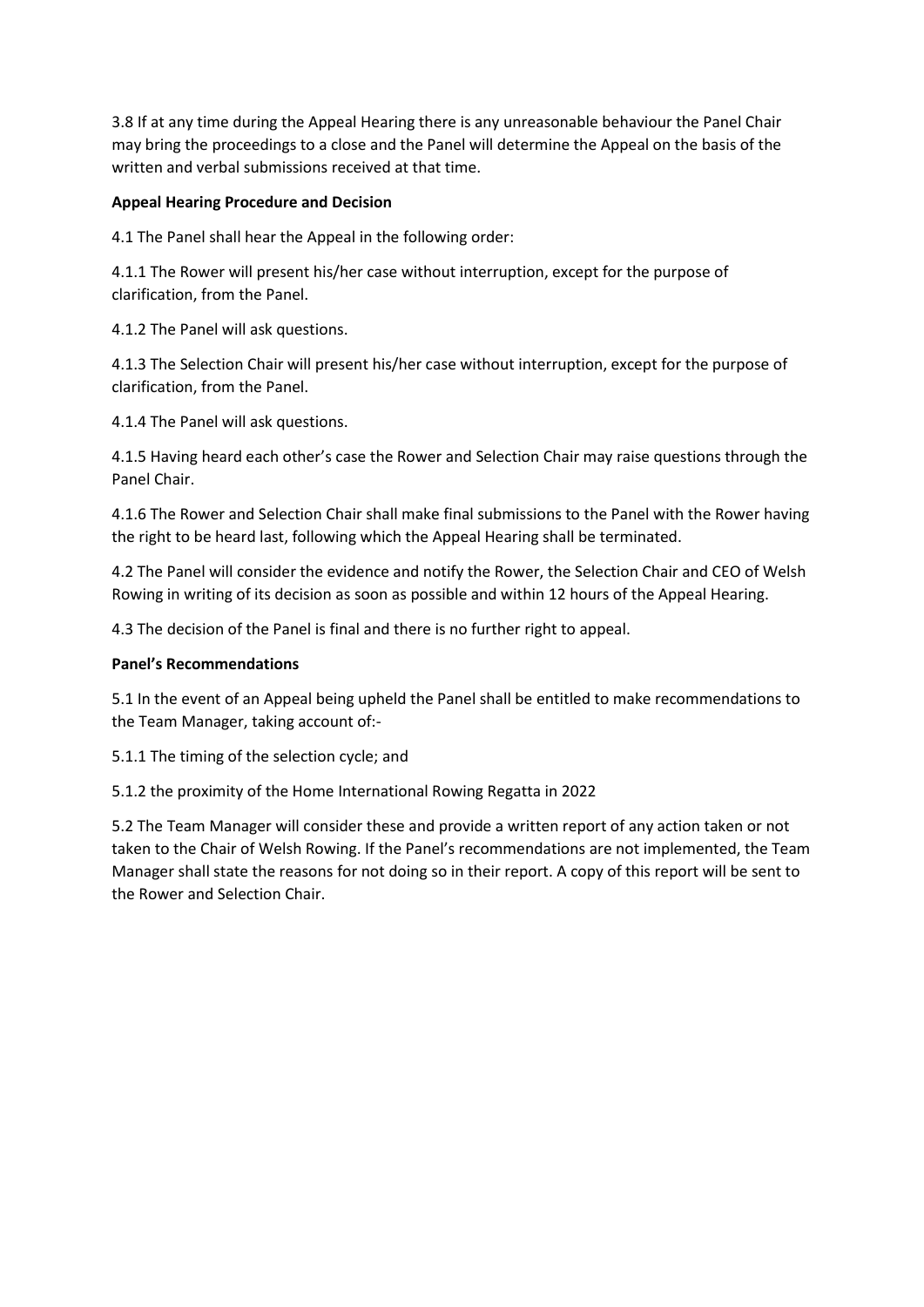3.8 If at any time during the Appeal Hearing there is any unreasonable behaviour the Panel Chair may bring the proceedings to a close and the Panel will determine the Appeal on the basis of the written and verbal submissions received at that time.

**Appeal Hearing Procedure and Decision**

4.1 The Panel shall hear the Appeal in the following order:

4.1.1 The Rower will present his/her case without interruption, except for the purpose of clarification, from the Panel.

4.1.2 The Panel will ask questions.

4.1.3 The Selection Chair will present his/her case without interruption, except for the purpose of clarification, from the Panel.

4.1.4 The Panel will ask questions.

4.1.5 Having heard each other's case the Rower and Selection Chair may raise questions through the Panel Chair.

4.1.6 The Rower and Selection Chair shall make final submissions to the Panel with the Rower having the right to be heard last, following which the Appeal Hearing shall be terminated.

4.2 The Panel will consider the evidence and notify the Rower, the Selection Chair and CEO of Welsh Rowing in writing of its decision as soon as possible and within 12 hours of the Appeal Hearing.

4.3 The decision of the Panel is final and there is no further right to appeal.

**Panel's Recommendations**

5.1 In the event of an Appeal being upheld the Panel shall be entitled to make recommendations to the Team Manager, taking account of:-

5.1.1 The timing of the selection cycle; and

5.1.2 the proximity of the Home International Rowing Regatta in 2022

5.2 The Team Manager will consider these and provide a written report of any action taken or not taken to the Chair of Welsh Rowing. If the Panel's recommendations are not implemented, the Team Manager shall state the reasons for not doing so in their report. A copy of this report will be sent to the Rower and Selection Chair.